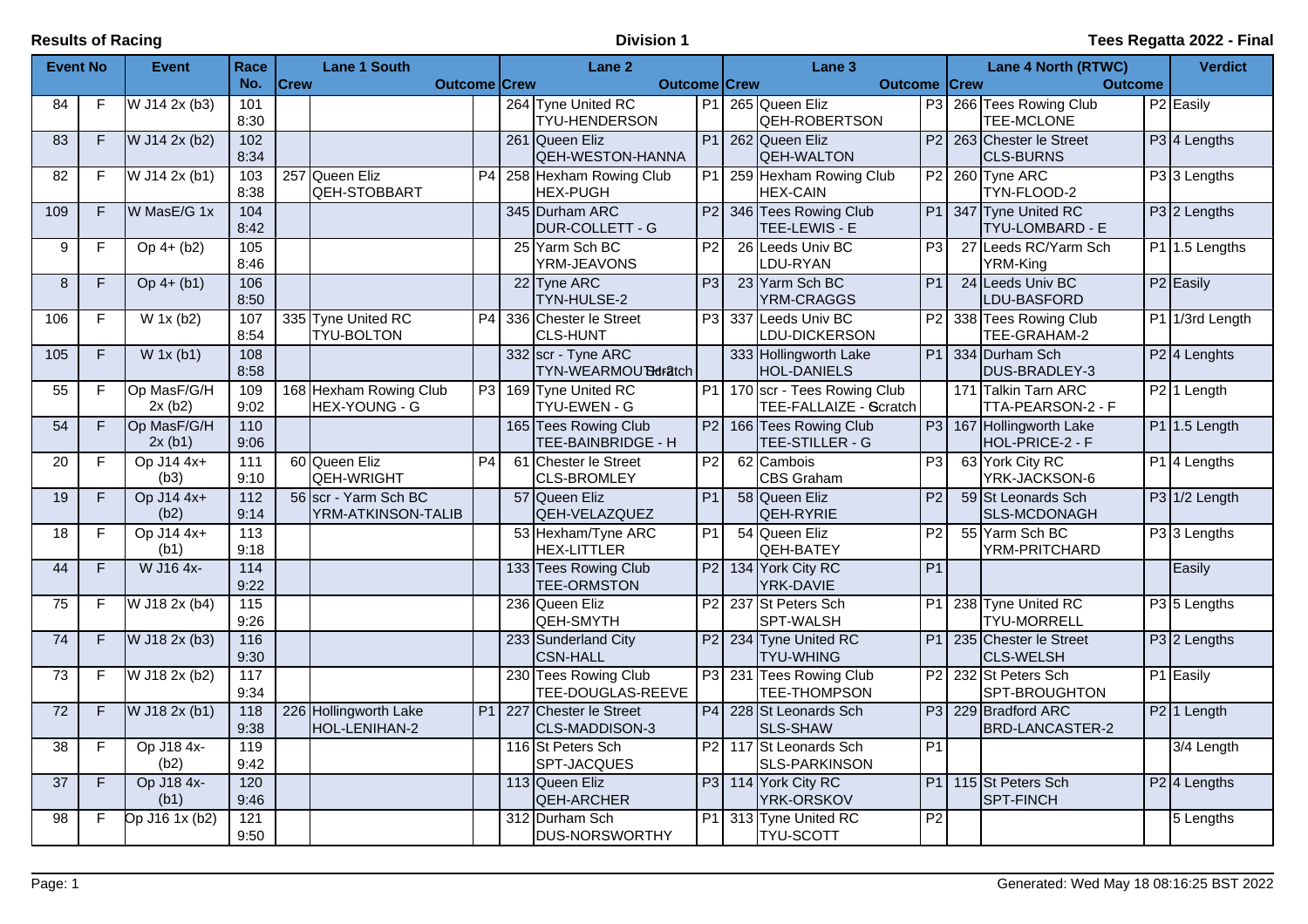**Results of Racing** | **Division 1** | **Tees Regatta 2022 - Final**

| Event No | | Event | Race No. | Lane 1 South Crew | | Outcome | Lane 2 Crew | | Outcome | Lane 3 Crew | | Outcome | Lane 4 North (RTWC) Crew | | Outcome | Verdict |
|---|---|---|---|---|---|---|---|---|---|---|---|---|---|---|---|---|
| 84 | F | W J14 2x (b3) | 101 8:30 | | | | 264 | Tyne United RC TYU-HENDERSON | P1 | 265 | Queen Eliz QEH-ROBERTSON | P3 | 266 | Tees Rowing Club TEE-MCLONE | P2 | Easily |
| 83 | F | W J14 2x (b2) | 102 8:34 | | | | 261 | Queen Eliz QEH-WESTON-HANNA | P1 | 262 | Queen Eliz QEH-WALTON | P2 | 263 | Chester le Street CLS-BURNS | P3 | 4 Lengths |
| 82 | F | W J14 2x (b1) | 103 8:38 | 257 | Queen Eliz QEH-STOBBART | P4 | 258 | Hexham Rowing Club HEX-PUGH | P1 | 259 | Hexham Rowing Club HEX-CAIN | P2 | 260 | Tyne ARC TYN-FLOOD-2 | P3 | 3 Lengths |
| 109 | F | W MasE/G 1x | 104 8:42 | | | | 345 | Durham ARC DUR-COLLETT - G | P2 | 346 | Tees Rowing Club TEE-LEWIS - E | P1 | 347 | Tyne United RC TYU-LOMBARD - E | P3 | 2 Lengths |
| 9 | F | Op 4+ (b2) | 105 8:46 | | | | 25 | Yarm Sch BC YRM-JEAVONS | P2 | 26 | Leeds Univ BC LDU-RYAN | P3 | 27 | Leeds RC/Yarm Sch YRM-King | P1 | 1.5 Lengths |
| 8 | F | Op 4+ (b1) | 106 8:50 | | | | 22 | Tyne ARC TYN-HULSE-2 | P3 | 23 | Yarm Sch BC YRM-CRAGGS | P1 | 24 | Leeds Univ BC LDU-BASFORD | P2 | Easily |
| 106 | F | W 1x (b2) | 107 8:54 | 335 | Tyne United RC TYU-BOLTON | P4 | 336 | Chester le Street CLS-HUNT | P3 | 337 | Leeds Univ BC LDU-DICKERSON | P2 | 338 | Tees Rowing Club TEE-GRAHAM-2 | P1 | 1/3rd Length |
| 105 | F | W 1x (b1) | 108 8:58 | | | | 332 | scr - Tyne ARC TYN-WEARMOUTH-2 Scratch | | 333 | Hollingworth Lake HOL-DANIELS | P1 | 334 | Durham Sch DUS-BRADLEY-3 | P2 | 4 Lenghts |
| 55 | F | Op MasF/G/H 2x (b2) | 109 9:02 | 168 | Hexham Rowing Club HEX-YOUNG - G | P3 | 169 | Tyne United RC TYU-EWEN - G | P1 | 170 | scr - Tees Rowing Club TEE-FALLAIZE - G Scratch | | 171 | Talkin Tarn ARC TTA-PEARSON-2 - F | P2 | 1 Length |
| 54 | F | Op MasF/G/H 2x (b1) | 110 9:06 | | | | 165 | Tees Rowing Club TEE-BAINBRIDGE - H | P2 | 166 | Tees Rowing Club TEE-STILLER - G | P3 | 167 | Hollingworth Lake HOL-PRICE-2 - F | P1 | 1.5 Length |
| 20 | F | Op J14 4x+ (b3) | 111 9:10 | 60 | Queen Eliz QEH-WRIGHT | P4 | 61 | Chester le Street CLS-BROMLEY | P2 | 62 | Cambois CBS Graham | P3 | 63 | York City RC YRK-JACKSON-6 | P1 | 4 Lengths |
| 19 | F | Op J14 4x+ (b2) | 112 9:14 | 56 | scr - Yarm Sch BC YRM-ATKINSON-TALIB | | 57 | Queen Eliz QEH-VELAZQUEZ | P1 | 58 | Queen Eliz QEH-RYRIE | P2 | 59 | St Leonards Sch SLS-MCDONAGH | P3 | 1/2 Length |
| 18 | F | Op J14 4x+ (b1) | 113 9:18 | | | | 53 | Hexham/Tyne ARC HEX-LITTLER | P1 | 54 | Queen Eliz QEH-BATEY | P2 | 55 | Yarm Sch BC YRM-PRITCHARD | P3 | 3 Lengths |
| 44 | F | W J16 4x- | 114 9:22 | | | | 133 | Tees Rowing Club TEE-ORMSTON | P2 | 134 | York City RC YRK-DAVIE | P1 | | | | Easily |
| 75 | F | W J18 2x (b4) | 115 9:26 | | | | 236 | Queen Eliz QEH-SMYTH | P2 | 237 | St Peters Sch SPT-WALSH | P1 | 238 | Tyne United RC TYU-MORRELL | P3 | 5 Lengths |
| 74 | F | W J18 2x (b3) | 116 9:30 | | | | 233 | Sunderland City CSN-HALL | P2 | 234 | Tyne United RC TYU-WHING | P1 | 235 | Chester le Street CLS-WELSH | P3 | 2 Lengths |
| 73 | F | W J18 2x (b2) | 117 9:34 | | | | 230 | Tees Rowing Club TEE-DOUGLAS-REEVE | P3 | 231 | Tees Rowing Club TEE-THOMPSON | P2 | 232 | St Peters Sch SPT-BROUGHTON | P1 | Easily |
| 72 | F | W J18 2x (b1) | 118 9:38 | 226 | Hollingworth Lake HOL-LENIHAN-2 | P1 | 227 | Chester le Street CLS-MADDISON-3 | P4 | 228 | St Leonards Sch SLS-SHAW | P3 | 229 | Bradford ARC BRD-LANCASTER-2 | P2 | 1 Length |
| 38 | F | Op J18 4x- (b2) | 119 9:42 | | | | 116 | St Peters Sch SPT-JACQUES | P2 | 117 | St Leonards Sch SLS-PARKINSON | P1 | | | | 3/4 Length |
| 37 | F | Op J18 4x- (b1) | 120 9:46 | | | | 113 | Queen Eliz QEH-ARCHER | P3 | 114 | York City RC YRK-ORSKOV | P1 | 115 | St Peters Sch SPT-FINCH | P2 | 4 Lengths |
| 98 | F | Op J16 1x (b2) | 121 9:50 | | | | 312 | Durham Sch DUS-NORSWORTHY | P1 | 313 | Tyne United RC TYU-SCOTT | P2 | | | | 5 Lengths |

Generated: Wed May 18 08:16:25 BST 2022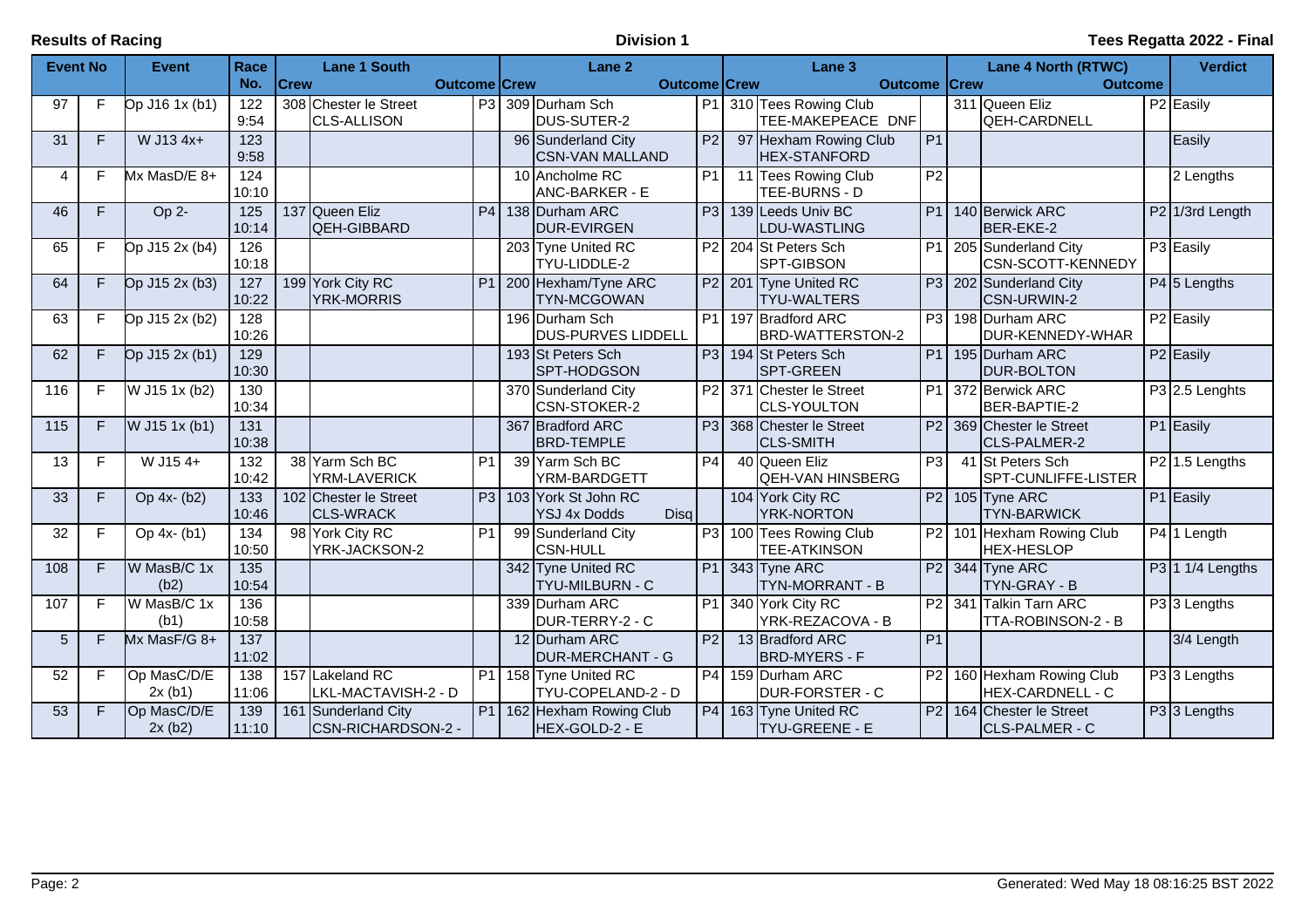**Results of Racing** **Division 1** **Tees Regatta 2022 - Final**

| Event No | | Event | Race No. | Lane 1 South Crew | | Outcome | Lane 2 Crew | | Outcome | Lane 3 Crew | | Outcome | Lane 4 North (RTWC) Crew | | Outcome | Verdict |
|---|---|---|---|---|---|---|---|---|---|---|---|---|---|---|---|---|
| 97 | F | Op J16 1x (b1) | 122 9:54 | 308 | Chester le Street CLS-ALLISON | P3 | 309 | Durham Sch DUS-SUTER-2 | P1 | 310 | Tees Rowing Club TEE-MAKEPEACE DNF | | 311 | Queen Eliz QEH-CARDNELL | P2 | Easily |
| 31 | F | W J13 4x+ | 123 9:58 | | | | 96 | Sunderland City CSN-VAN MALLAND | P2 | 97 | Hexham Rowing Club HEX-STANFORD | P1 | | | | Easily |
| 4 | F | Mx MasD/E 8+ | 124 10:10 | | | | 10 | Ancholme RC ANC-BARKER - E | P1 | 11 | Tees Rowing Club TEE-BURNS - D | P2 | | | | 2 Lengths |
| 46 | F | Op 2- | 125 10:14 | 137 | Queen Eliz QEH-GIBBARD | P4 | 138 | Durham ARC DUR-EVIRGEN | P3 | 139 | Leeds Univ BC LDU-WASTLING | P1 | 140 | Berwick ARC BER-EKE-2 | P2 | 1/3rd Length |
| 65 | F | Op J15 2x (b4) | 126 10:18 | | | | 203 | Tyne United RC TYU-LIDDLE-2 | P2 | 204 | St Peters Sch SPT-GIBSON | P1 | 205 | Sunderland City CSN-SCOTT-KENNEDY | P3 | Easily |
| 64 | F | Op J15 2x (b3) | 127 10:22 | 199 | York City RC YRK-MORRIS | P1 | 200 | Hexham/Tyne ARC TYN-MCGOWAN | P2 | 201 | Tyne United RC TYU-WALTERS | P3 | 202 | Sunderland City CSN-URWIN-2 | P4 | 5 Lengths |
| 63 | F | Op J15 2x (b2) | 128 10:26 | | | | 196 | Durham Sch DUS-PURVES LIDDELL | P1 | 197 | Bradford ARC BRD-WATTERSTON-2 | P3 | 198 | Durham ARC DUR-KENNEDY-WHAR | P2 | Easily |
| 62 | F | Op J15 2x (b1) | 129 10:30 | | | | 193 | St Peters Sch SPT-HODGSON | P3 | 194 | St Peters Sch SPT-GREEN | P1 | 195 | Durham ARC DUR-BOLTON | P2 | Easily |
| 116 | F | W J15 1x (b2) | 130 10:34 | | | | 370 | Sunderland City CSN-STOKER-2 | P2 | 371 | Chester le Street CLS-YOULTON | P1 | 372 | Berwick ARC BER-BAPTIE-2 | P3 | 2.5 Lenghts |
| 115 | F | W J15 1x (b1) | 131 10:38 | | | | 367 | Bradford ARC BRD-TEMPLE | P3 | 368 | Chester le Street CLS-SMITH | P2 | 369 | Chester le Street CLS-PALMER-2 | P1 | Easily |
| 13 | F | W J15 4+ | 132 10:42 | 38 | Yarm Sch BC YRM-LAVERICK | P1 | 39 | Yarm Sch BC YRM-BARDGETT | P4 | 40 | Queen Eliz QEH-VAN HINSBERG | P3 | 41 | St Peters Sch SPT-CUNLIFFE-LISTER | P2 | 1.5 Lengths |
| 33 | F | Op 4x- (b2) | 133 10:46 | 102 | Chester le Street CLS-WRACK | P3 | 103 | York St John RC YSJ 4x Dodds Disq | | 104 | York City RC YRK-NORTON | P2 | 105 | Tyne ARC TYN-BARWICK | P1 | Easily |
| 32 | F | Op 4x- (b1) | 134 10:50 | 98 | York City RC YRK-JACKSON-2 | P1 | 99 | Sunderland City CSN-HULL | P3 | 100 | Tees Rowing Club TEE-ATKINSON | P2 | 101 | Hexham Rowing Club HEX-HESLOP | P4 | 1 Length |
| 108 | F | W MasB/C 1x (b2) | 135 10:54 | | | | 342 | Tyne United RC TYU-MILBURN - C | P1 | 343 | Tyne ARC TYN-MORRANT - B | P2 | 344 | Tyne ARC TYN-GRAY - B | P3 | 1 1/4 Lengths |
| 107 | F | W MasB/C 1x (b1) | 136 10:58 | | | | 339 | Durham ARC DUR-TERRY-2 - C | P1 | 340 | York City RC YRK-REZACOVA - B | P2 | 341 | Talkin Tarn ARC TTA-ROBINSON-2 - B | P3 | 3 Lengths |
| 5 | F | Mx MasF/G 8+ | 137 11:02 | | | | 12 | Durham ARC DUR-MERCHANT - G | P2 | 13 | Bradford ARC BRD-MYERS - F | P1 | | | | 3/4 Length |
| 52 | F | Op MasC/D/E 2x (b1) | 138 11:06 | 157 | Lakeland RC LKL-MACTAVISH-2 - D | P1 | 158 | Tyne United RC TYU-COPELAND-2 - D | P4 | 159 | Durham ARC DUR-FORSTER - C | P2 | 160 | Hexham Rowing Club HEX-CARDNELL - C | P3 | 3 Lengths |
| 53 | F | Op MasC/D/E 2x (b2) | 139 11:10 | 161 | Sunderland City CSN-RICHARDSON-2 - | P1 | 162 | Hexham Rowing Club HEX-GOLD-2 - E | P4 | 163 | Tyne United RC TYU-GREENE - E | P2 | 164 | Chester le Street CLS-PALMER - C | P3 | 3 Lengths |

Generated: Wed May 18 08:16:25 BST 2022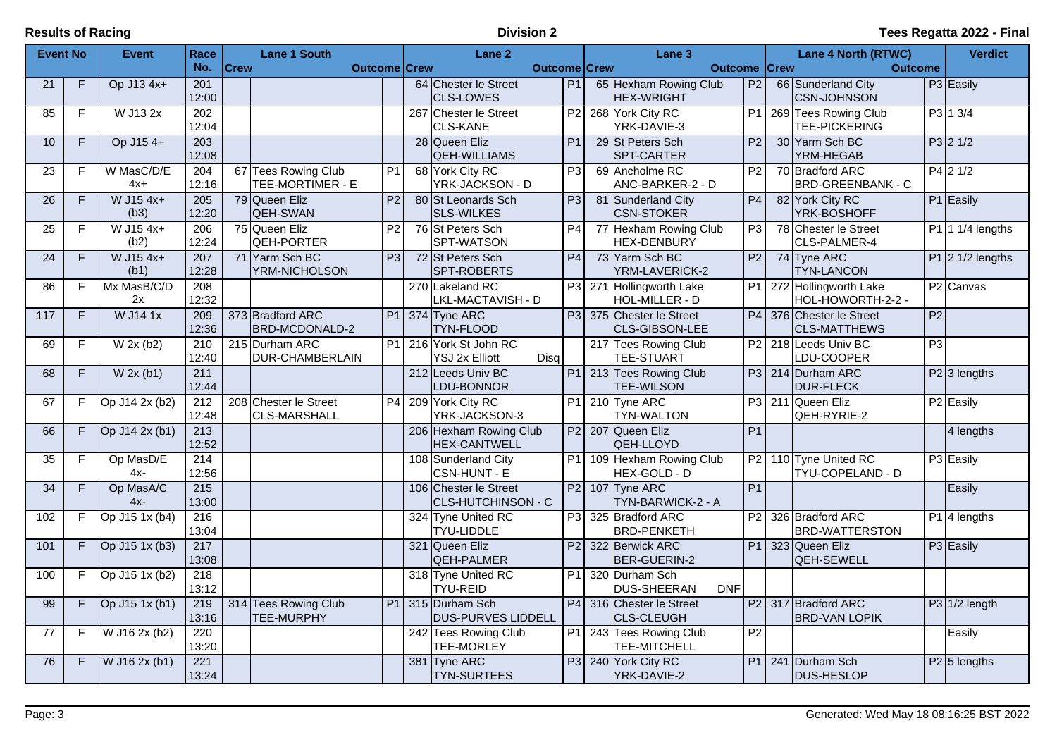**Results of Racing** | **Division 2** | **Tees Regatta 2022 - Final**

| Event No | | Event | Race No. | Lane 1 South Crew | | Outcome | Lane 2 Crew | | Outcome | Lane 3 Crew | | Outcome | Lane 4 North (RTWC) Crew | | Outcome | Verdict |
|---|---|---|---|---|---|---|---|---|---|---|---|---|---|---|---|---|
| 21 | F | Op J13 4x+ | 201 12:00 | | | | 64 | Chester le Street CLS-LOWES | P1 | 65 | Hexham Rowing Club HEX-WRIGHT | P2 | 66 | Sunderland City CSN-JOHNSON | P3 | Easily |
| 85 | F | W J13 2x | 202 12:04 | | | | 267 | Chester le Street CLS-KANE | P2 | 268 | York City RC YRK-DAVIE-3 | P1 | 269 | Tees Rowing Club TEE-PICKERING | P3 | 1 3/4 |
| 10 | F | Op J15 4+ | 203 12:08 | | | | 28 | Queen Eliz QEH-WILLIAMS | P1 | 29 | St Peters Sch SPT-CARTER | P2 | 30 | Yarm Sch BC YRM-HEGAB | P3 | 2 1/2 |
| 23 | F | W MasC/D/E 4x+ | 204 12:16 | 67 | Tees Rowing Club TEE-MORTIMER - E | P1 | 68 | York City RC YRK-JACKSON - D | P3 | 69 | Ancholme RC ANC-BARKER-2 - D | P2 | 70 | Bradford ARC BRD-GREENBANK - C | P4 | 2 1/2 |
| 26 | F | W J15 4x+ (b3) | 205 12:20 | 79 | Queen Eliz QEH-SWAN | P2 | 80 | St Leonards Sch SLS-WILKES | P3 | 81 | Sunderland City CSN-STOKER | P4 | 82 | York City RC YRK-BOSHOFF | P1 | Easily |
| 25 | F | W J15 4x+ (b2) | 206 12:24 | 75 | Queen Eliz QEH-PORTER | P2 | 76 | St Peters Sch SPT-WATSON | P4 | 77 | Hexham Rowing Club HEX-DENBURY | P3 | 78 | Chester le Street CLS-PALMER-4 | P1 | 1 1/4 lengths |
| 24 | F | W J15 4x+ (b1) | 207 12:28 | 71 | Yarm Sch BC YRM-NICHOLSON | P3 | 72 | St Peters Sch SPT-ROBERTS | P4 | 73 | Yarm Sch BC YRM-LAVERICK-2 | P2 | 74 | Tyne ARC TYN-LANCON | P1 | 2 1/2 lengths |
| 86 | F | Mx MasB/C/D 2x | 208 12:32 | | | | 270 | Lakeland RC LKL-MACTAVISH - D | P3 | 271 | Hollingworth Lake HOL-MILLER - D | P1 | 272 | Hollingworth Lake HOL-HOWORTH-2-2 - | P2 | Canvas |
| 117 | F | W J14 1x | 209 12:36 | 373 | Bradford ARC BRD-MCDONALD-2 | P1 | 374 | Tyne ARC TYN-FLOOD | P3 | 375 | Chester le Street CLS-GIBSON-LEE | P4 | 376 | Chester le Street CLS-MATTHEWS | P2 | |
| 69 | F | W 2x (b2) | 210 12:40 | 215 | Durham ARC DUR-CHAMBERLAIN | P1 | 216 | York St John RC YSJ 2x Elliott Disq | | 217 | Tees Rowing Club TEE-STUART | P2 | 218 | Leeds Univ BC LDU-COOPER | P3 | |
| 68 | F | W 2x (b1) | 211 12:44 | | | | 212 | Leeds Univ BC LDU-BONNOR | P1 | 213 | Tees Rowing Club TEE-WILSON | P3 | 214 | Durham ARC DUR-FLECK | P2 | 3 lengths |
| 67 | F | Op J14 2x (b2) | 212 12:48 | 208 | Chester le Street CLS-MARSHALL | P4 | 209 | York City RC YRK-JACKSON-3 | P1 | 210 | Tyne ARC TYN-WALTON | P3 | 211 | Queen Eliz QEH-RYRIE-2 | P2 | Easily |
| 66 | F | Op J14 2x (b1) | 213 12:52 | | | | 206 | Hexham Rowing Club HEX-CANTWELL | P2 | 207 | Queen Eliz QEH-LLOYD | P1 | | | | 4 lengths |
| 35 | F | Op MasD/E 4x- | 214 12:56 | | | | 108 | Sunderland City CSN-HUNT - E | P1 | 109 | Hexham Rowing Club HEX-GOLD - D | P2 | 110 | Tyne United RC TYU-COPELAND - D | P3 | Easily |
| 34 | F | Op MasA/C 4x- | 215 13:00 | | | | 106 | Chester le Street CLS-HUTCHINSON - C | P2 | 107 | Tyne ARC TYN-BARWICK-2 - A | P1 | | | | Easily |
| 102 | F | Op J15 1x (b4) | 216 13:04 | | | | 324 | Tyne United RC TYU-LIDDLE | P3 | 325 | Bradford ARC BRD-PENKETH | P2 | 326 | Bradford ARC BRD-WATTERSTON | P1 | 4 lengths |
| 101 | F | Op J15 1x (b3) | 217 13:08 | | | | 321 | Queen Eliz QEH-PALMER | P2 | 322 | Berwick ARC BER-GUERIN-2 | P1 | 323 | Queen Eliz QEH-SEWELL | P3 | Easily |
| 100 | F | Op J15 1x (b2) | 218 13:12 | | | | 318 | Tyne United RC TYU-REID | P1 | 320 | Durham Sch DUS-SHEERAN DNF | | | | | |
| 99 | F | Op J15 1x (b1) | 219 13:16 | 314 | Tees Rowing Club TEE-MURPHY | P1 | 315 | Durham Sch DUS-PURVES LIDDELL | P4 | 316 | Chester le Street CLS-CLEUGH | P2 | 317 | Bradford ARC BRD-VAN LOPIK | P3 | 1/2 length |
| 77 | F | W J16 2x (b2) | 220 13:20 | | | | 242 | Tees Rowing Club TEE-MORLEY | P1 | 243 | Tees Rowing Club TEE-MITCHELL | P2 | | | | Easily |
| 76 | F | W J16 2x (b1) | 221 13:24 | | | | 381 | Tyne ARC TYN-SURTEES | P3 | 240 | York City RC YRK-DAVIE-2 | P1 | 241 | Durham Sch DUS-HESLOP | P2 | 5 lengths |

Generated: Wed May 18 08:16:25 BST 2022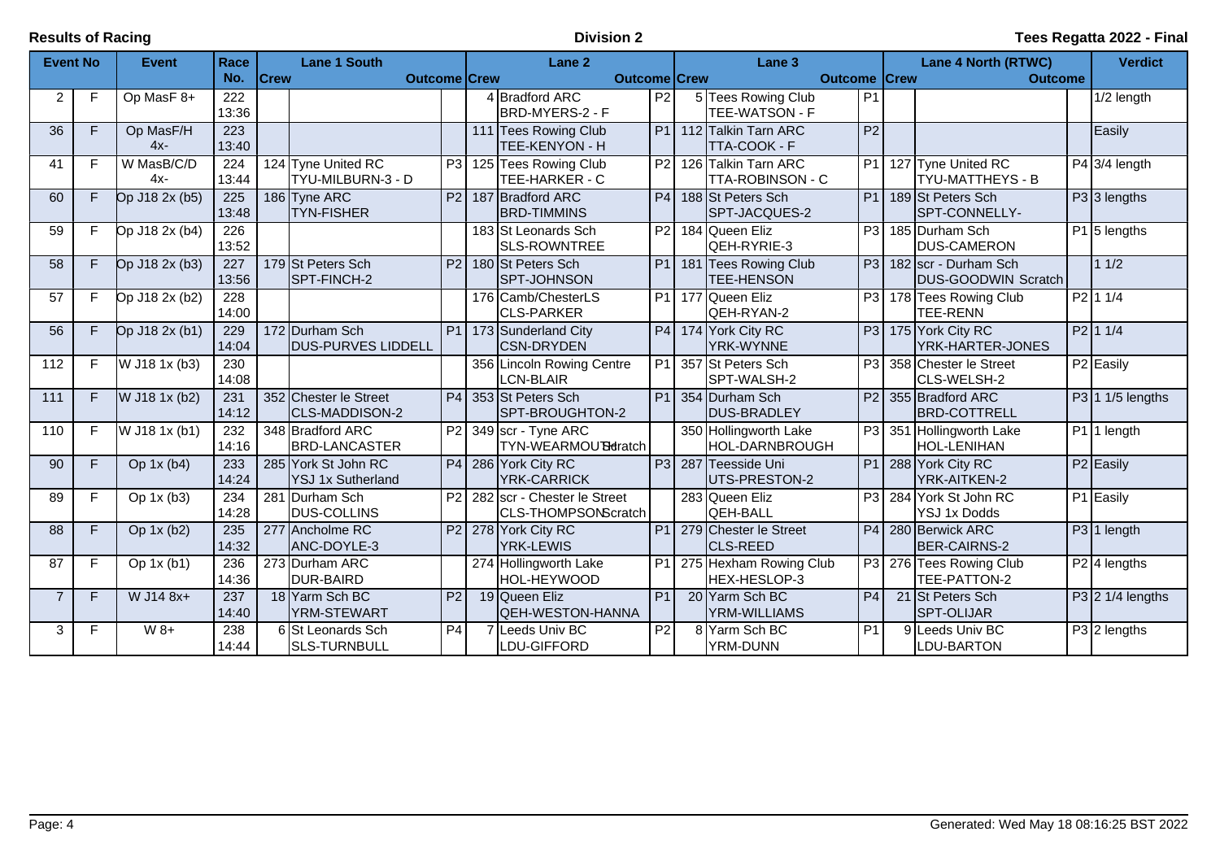**Results of Racing** — **Division 2** — **Tees Regatta 2022 - Final**

| Event No | | Event | Race No. | Lane 1 South Crew | | Outcome | Lane 2 Crew | | Outcome | Lane 3 Crew | | Outcome | Lane 4 North (RTWC) Crew | | Outcome | Verdict |
|---|---|---|---|---|---|---|---|---|---|---|---|---|---|---|---|---|
| 2 | F | Op MasF 8+ | 222 13:36 | | | | 4 | Bradford ARC BRD-MYERS-2 - F | P2 | 5 | Tees Rowing Club TEE-WATSON - F | P1 | | | | 1/2 length |
| 36 | F | Op MasF/H 4x- | 223 13:40 | | | | 111 | Tees Rowing Club TEE-KENYON - H | P1 | 112 | Talkin Tarn ARC TTA-COOK - F | P2 | | | | Easily |
| 41 | F | W MasB/C/D 4x- | 224 13:44 | 124 | Tyne United RC TYU-MILBURN-3 - D | P3 | 125 | Tees Rowing Club TEE-HARKER - C | P2 | 126 | Talkin Tarn ARC TTA-ROBINSON - C | P1 | 127 | Tyne United RC TYU-MATTHEYS - B | P4 | 3/4 length |
| 60 | F | Op J18 2x (b5) | 225 13:48 | 186 | Tyne ARC TYN-FISHER | P2 | 187 | Bradford ARC BRD-TIMMINS | P4 | 188 | St Peters Sch SPT-JACQUES-2 | P1 | 189 | St Peters Sch SPT-CONNELLY- | P3 | 3 lengths |
| 59 | F | Op J18 2x (b4) | 226 13:52 | | | | 183 | St Leonards Sch SLS-ROWNTREE | P2 | 184 | Queen Eliz QEH-RYRIE-3 | P3 | 185 | Durham Sch DUS-CAMERON | P1 | 5 lengths |
| 58 | F | Op J18 2x (b3) | 227 13:56 | 179 | St Peters Sch SPT-FINCH-2 | P2 | 180 | St Peters Sch SPT-JOHNSON | P1 | 181 | Tees Rowing Club TEE-HENSON | P3 | 182 | scr - Durham Sch DUS-GOODWIN Scratch | | 1 1/2 |
| 57 | F | Op J18 2x (b2) | 228 14:00 | | | | 176 | Camb/ChesterLS CLS-PARKER | P1 | 177 | Queen Eliz QEH-RYAN-2 | P3 | 178 | Tees Rowing Club TEE-RENN | P2 | 1 1/4 |
| 56 | F | Op J18 2x (b1) | 229 14:04 | 172 | Durham Sch DUS-PURVES LIDDELL | P1 | 173 | Sunderland City CSN-DRYDEN | P4 | 174 | York City RC YRK-WYNNE | P3 | 175 | York City RC YRK-HARTER-JONES | P2 | 1 1/4 |
| 112 | F | W J18 1x (b3) | 230 14:08 | | | | 356 | Lincoln Rowing Centre LCN-BLAIR | P1 | 357 | St Peters Sch SPT-WALSH-2 | P3 | 358 | Chester le Street CLS-WELSH-2 | P2 | Easily |
| 111 | F | W J18 1x (b2) | 231 14:12 | 352 | Chester le Street CLS-MADDISON-2 | P4 | 353 | St Peters Sch SPT-BROUGHTON-2 | P1 | 354 | Durham Sch DUS-BRADLEY | P2 | 355 | Bradford ARC BRD-COTTRELL | P3 | 1 1/5 lengths |
| 110 | F | W J18 1x (b1) | 232 14:16 | 348 | Bradford ARC BRD-LANCASTER | P2 | 349 | scr - Tyne ARC TYN-WEARMOUTH Scratch | | 350 | Hollingworth Lake HOL-DARNBROUGH | P3 | 351 | Hollingworth Lake HOL-LENIHAN | P1 | 1 length |
| 90 | F | Op 1x (b4) | 233 14:24 | 285 | York St John RC YSJ 1x Sutherland | P4 | 286 | York City RC YRK-CARRICK | P3 | 287 | Teesside Uni UTS-PRESTON-2 | P1 | 288 | York City RC YRK-AITKEN-2 | P2 | Easily |
| 89 | F | Op 1x (b3) | 234 14:28 | 281 | Durham Sch DUS-COLLINS | P2 | 282 | scr - Chester le Street CLS-THOMPSON Scratch | | 283 | Queen Eliz QEH-BALL | P3 | 284 | York St John RC YSJ 1x Dodds | P1 | Easily |
| 88 | F | Op 1x (b2) | 235 14:32 | 277 | Ancholme RC ANC-DOYLE-3 | P2 | 278 | York City RC YRK-LEWIS | P1 | 279 | Chester le Street CLS-REED | P4 | 280 | Berwick ARC BER-CAIRNS-2 | P3 | 1 length |
| 87 | F | Op 1x (b1) | 236 14:36 | 273 | Durham ARC DUR-BAIRD | | 274 | Hollingworth Lake HOL-HEYWOOD | P1 | 275 | Hexham Rowing Club HEX-HESLOP-3 | P3 | 276 | Tees Rowing Club TEE-PATTON-2 | P2 | 4 lengths |
| 7 | F | W J14 8x+ | 237 14:40 | 18 | Yarm Sch BC YRM-STEWART | P2 | 19 | Queen Eliz QEH-WESTON-HANNA | P1 | 20 | Yarm Sch BC YRM-WILLIAMS | P4 | 21 | St Peters Sch SPT-OLIJAR | P3 | 2 1/4 lengths |
| 3 | F | W 8+ | 238 14:44 | 6 | St Leonards Sch SLS-TURNBULL | P4 | 7 | Leeds Univ BC LDU-GIFFORD | P2 | 8 | Yarm Sch BC YRM-DUNN | P1 | 9 | Leeds Univ BC LDU-BARTON | P3 | 2 lengths |

Generated: Wed May 18 08:16:25 BST 2022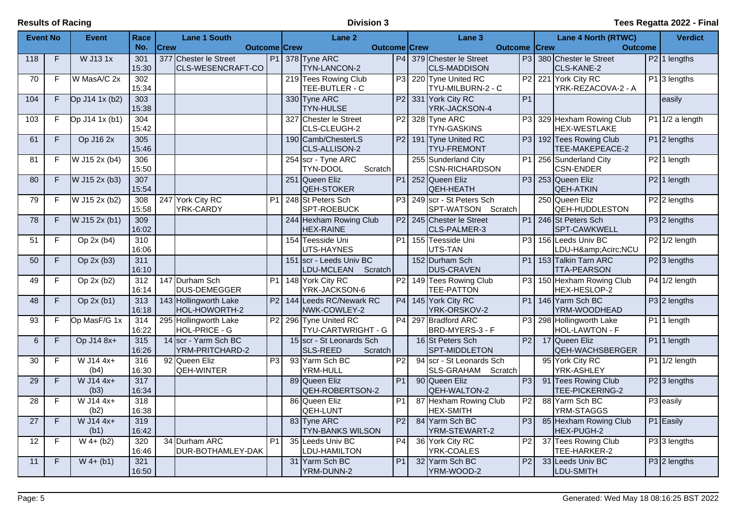**Results of Racing** **Division 3** **Tees Regatta 2022 - Final**

| Event No | | Event | Race No. | Lane 1 South | | | Lane 2 | | | Lane 3 | | | Lane 4 North (RTWC) | | | Verdict |
|---|---|---|---|---|---|---|---|---|---|---|---|---|---|---|---|---|
| | | | | Crew | | Outcome | Crew | | Outcome | Crew | | Outcome | Crew | | Outcome | |
| 118 | F | W J13 1x | 301 15:30 | 377 | Chester le Street CLS-WESENCRAFT-CO | P1 | 378 | Tyne ARC TYN-LANCON-2 | P4 | 379 | Chester le Street CLS-MADDISON | P3 | 380 | Chester le Street CLS-KANE-2 | P2 | 1 lengths |
| 70 | F | W MasA/C 2x | 302 15:34 | | | | 219 | Tees Rowing Club TEE-BUTLER - C | P3 | 220 | Tyne United RC TYU-MILBURN-2 - C | P2 | 221 | York City RC YRK-REZACOVA-2 - A | P1 | 3 lengths |
| 104 | F | Op J14 1x (b2) | 303 15:38 | | | | 330 | Tyne ARC TYN-HULSE | P2 | 331 | York City RC YRK-JACKSON-4 | P1 | | | | easily |
| 103 | F | Op J14 1x (b1) | 304 15:42 | | | | 327 | Chester le Street CLS-CLEUGH-2 | P2 | 328 | Tyne ARC TYN-GASKINS | P3 | 329 | Hexham Rowing Club HEX-WESTLAKE | P1 | 1/2 a length |
| 61 | F | Op J16 2x | 305 15:46 | | | | 190 | Camb/ChesterLS CLS-ALLISON-2 | P2 | 191 | Tyne United RC TYU-FREMONT | P3 | 192 | Tees Rowing Club TEE-MAKEPEACE-2 | P1 | 2 lengths |
| 81 | F | W J15 2x (b4) | 306 15:50 | | | | 254 | scr - Tyne ARC TYN-DOOL Scratch | | 255 | Sunderland City CSN-RICHARDSON | P1 | 256 | Sunderland City CSN-ENDER | P2 | 1 length |
| 80 | F | W J15 2x (b3) | 307 15:54 | | | | 251 | Queen Eliz QEH-STOKER | P1 | 252 | Queen Eliz QEH-HEATH | P3 | 253 | Queen Eliz QEH-ATKIN | P2 | 1 length |
| 79 | F | W J15 2x (b2) | 308 15:58 | 247 | York City RC YRK-CARDY | P1 | 248 | St Peters Sch SPT-ROEBUCK | P3 | 249 | scr - St Peters Sch SPT-WATSON Scratch | | 250 | Queen Eliz QEH-HUDDLESTON | P2 | 2 lengths |
| 78 | F | W J15 2x (b1) | 309 16:02 | | | | 244 | Hexham Rowing Club HEX-RAINE | P2 | 245 | Chester le Street CLS-PALMER-3 | P1 | 246 | St Peters Sch SPT-CAWKWELL | P3 | 2 lengths |
| 51 | F | Op 2x (b4) | 310 16:06 | | | | 154 | Teesside Uni UTS-HAYNES | P1 | 155 | Teesside Uni UTS-TAN | P3 | 156 | Leeds Univ BC LDU-H&amp;Acirc;NCU | P2 | 1/2 length |
| 50 | F | Op 2x (b3) | 311 16:10 | | | | 151 | scr - Leeds Univ BC LDU-MCLEAN Scratch | | 152 | Durham Sch DUS-CRAVEN | P1 | 153 | Talkin Tarn ARC TTA-PEARSON | P2 | 3 lengths |
| 49 | F | Op 2x (b2) | 312 16:14 | 147 | Durham Sch DUS-DEMEGGER | P1 | 148 | York City RC YRK-JACKSON-6 | P2 | 149 | Tees Rowing Club TEE-PATTON | P3 | 150 | Hexham Rowing Club HEX-HESLOP-2 | P4 | 1/2 length |
| 48 | F | Op 2x (b1) | 313 16:18 | 143 | Hollingworth Lake HOL-HOWORTH-2 | P2 | 144 | Leeds RC/Newark RC NWK-COWLEY-2 | P4 | 145 | York City RC YRK-ORSKOV-2 | P1 | 146 | Yarm Sch BC YRM-WOODHEAD | P3 | 2 lengths |
| 93 | F | Op MasF/G 1x | 314 16:22 | 295 | Hollingworth Lake HOL-PRICE - G | P2 | 296 | Tyne United RC TYU-CARTWRIGHT - G | P4 | 297 | Bradford ARC BRD-MYERS-3 - F | P3 | 298 | Hollingworth Lake HOL-LAWTON - F | P1 | 1 length |
| 6 | F | Op J14 8x+ | 315 16:26 | 14 | scr - Yarm Sch BC YRM-PRITCHARD-2 | | 15 | scr - St Leonards Sch SLS-REED Scratch | | 16 | St Peters Sch SPT-MIDDLETON | P2 | 17 | Queen Eliz QEH-WACHSBERGER | P1 | 1 length |
| 30 | F | W J14 4x+ (b4) | 316 16:30 | 92 | Queen Eliz QEH-WINTER | P3 | 93 | Yarm Sch BC YRM-HULL | P2 | 94 | scr - St Leonards Sch SLS-GRAHAM Scratch | | 95 | York City RC YRK-ASHLEY | P1 | 1/2 length |
| 29 | F | W J14 4x+ (b3) | 317 16:34 | | | | 89 | Queen Eliz QEH-ROBERTSON-2 | P1 | 90 | Queen Eliz QEH-WALTON-2 | P3 | 91 | Tees Rowing Club TEE-PICKERING-2 | P2 | 3 lengths |
| 28 | F | W J14 4x+ (b2) | 318 16:38 | | | | 86 | Queen Eliz QEH-LUNT | P1 | 87 | Hexham Rowing Club HEX-SMITH | P2 | 88 | Yarm Sch BC YRM-STAGGS | P3 | easily |
| 27 | F | W J14 4x+ (b1) | 319 16:42 | | | | 83 | Tyne ARC TYN-BANKS WILSON | P2 | 84 | Yarm Sch BC YRM-STEWART-2 | P3 | 85 | Hexham Rowing Club HEX-PUGH-2 | P1 | Easily |
| 12 | F | W 4+ (b2) | 320 16:46 | 34 | Durham ARC DUR-BOTHAMLEY-DAK | P1 | 35 | Leeds Univ BC LDU-HAMILTON | P4 | 36 | York City RC YRK-COALES | P2 | 37 | Tees Rowing Club TEE-HARKER-2 | P3 | 3 lengths |
| 11 | F | W 4+ (b1) | 321 16:50 | | | | 31 | Yarm Sch BC YRM-DUNN-2 | P1 | 32 | Yarm Sch BC YRM-WOOD-2 | P2 | 33 | Leeds Univ BC LDU-SMITH | P3 | 2 lengths |

Generated: Wed May 18 08:16:25 BST 2022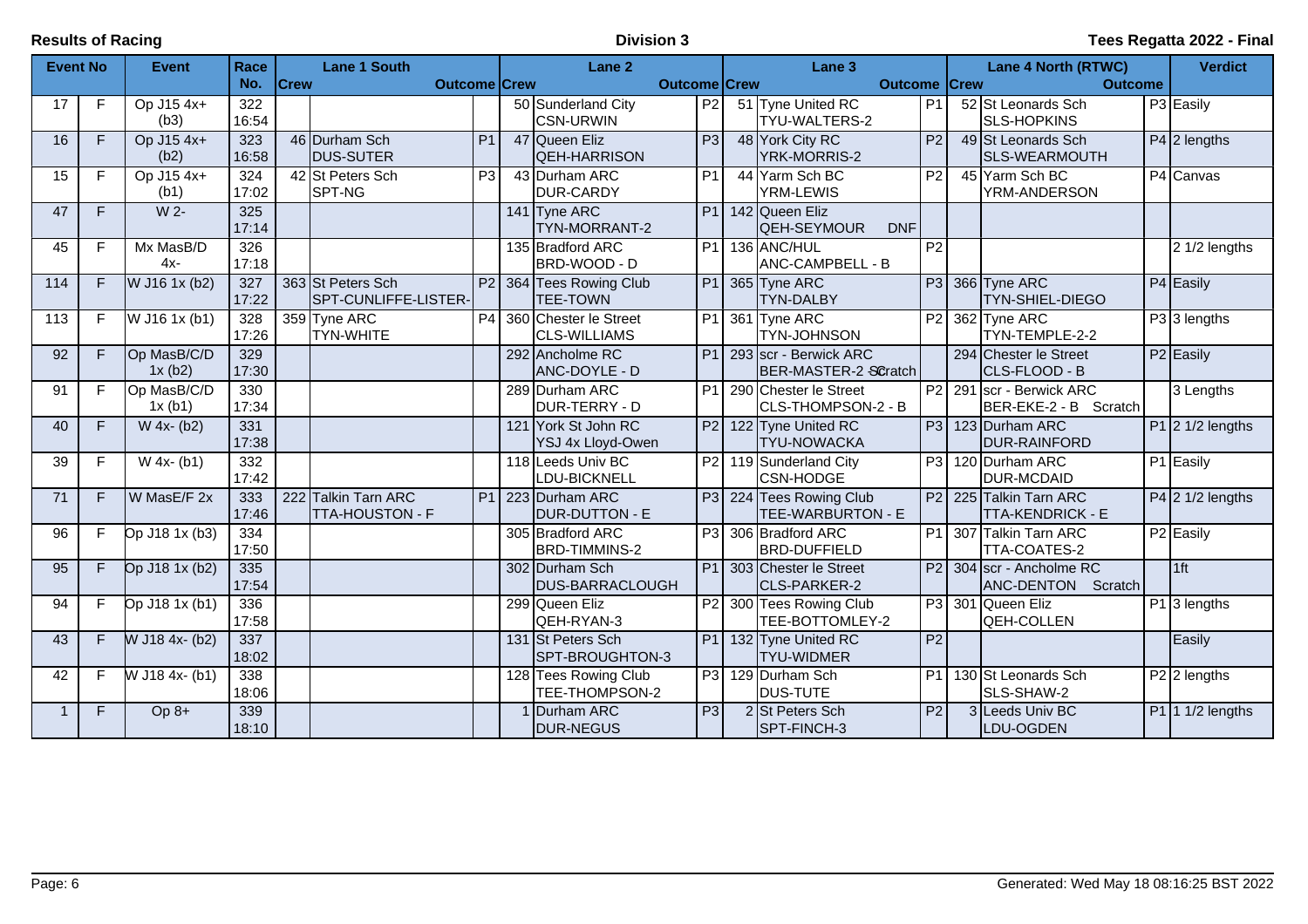**Results of Racing** | **Division 3** | **Tees Regatta 2022 - Final**

| Event No | | Event | Race No. | Lane 1 South Crew | | Outcome | Lane 2 Crew | | Outcome | Lane 3 Crew | | Outcome | Lane 4 North (RTWC) Crew | | Outcome | Verdict |
|---|---|---|---|---|---|---|---|---|---|---|---|---|---|---|---|---|
| 17 | F | Op J15 4x+ (b3) | 322 16:54 | | | | 50 | Sunderland City CSN-URWIN | P2 | 51 | Tyne United RC TYU-WALTERS-2 | P1 | 52 | St Leonards Sch SLS-HOPKINS | P3 | Easily |
| 16 | F | Op J15 4x+ (b2) | 323 16:58 | 46 | Durham Sch DUS-SUTER | P1 | 47 | Queen Eliz QEH-HARRISON | P3 | 48 | York City RC YRK-MORRIS-2 | P2 | 49 | St Leonards Sch SLS-WEARMOUTH | P4 | 2 lengths |
| 15 | F | Op J15 4x+ (b1) | 324 17:02 | 42 | St Peters Sch SPT-NG | P3 | 43 | Durham ARC DUR-CARDY | P1 | 44 | Yarm Sch BC YRM-LEWIS | P2 | 45 | Yarm Sch BC YRM-ANDERSON | P4 | Canvas |
| 47 | F | W 2- | 325 17:14 | | | | 141 | Tyne ARC TYN-MORRANT-2 | P1 | 142 | Queen Eliz QEH-SEYMOUR DNF | | | | | |
| 45 | F | Mx MasB/D 4x- | 326 17:18 | | | | 135 | Bradford ARC BRD-WOOD - D | P1 | 136 | ANC/HUL ANC-CAMPBELL - B | P2 | | | | 2 1/2 lengths |
| 114 | F | W J16 1x (b2) | 327 17:22 | 363 | St Peters Sch SPT-CUNLIFFE-LISTER- | P2 | 364 | Tees Rowing Club TEE-TOWN | P1 | 365 | Tyne ARC TYN-DALBY | P3 | 366 | Tyne ARC TYN-SHIEL-DIEGO | P4 | Easily |
| 113 | F | W J16 1x (b1) | 328 17:26 | 359 | Tyne ARC TYN-WHITE | P4 | 360 | Chester le Street CLS-WILLIAMS | P1 | 361 | Tyne ARC TYN-JOHNSON | P2 | 362 | Tyne ARC TYN-TEMPLE-2-2 | P3 | 3 lengths |
| 92 | F | Op MasB/C/D 1x (b2) | 329 17:30 | | | | 292 | Ancholme RC ANC-DOYLE - D | P1 | 293 | scr - Berwick ARC BER-MASTER-2 Scratch | | 294 | Chester le Street CLS-FLOOD - B | P2 | Easily |
| 91 | F | Op MasB/C/D 1x (b1) | 330 17:34 | | | | 289 | Durham ARC DUR-TERRY - D | P1 | 290 | Chester le Street CLS-THOMPSON-2 - B | P2 | 291 | scr - Berwick ARC BER-EKE-2 - B Scratch | | 3 Lengths |
| 40 | F | W 4x- (b2) | 331 17:38 | | | | 121 | York St John RC YSJ 4x Lloyd-Owen | P2 | 122 | Tyne United RC TYU-NOWACKA | P3 | 123 | Durham ARC DUR-RAINFORD | P1 | 2 1/2 lengths |
| 39 | F | W 4x- (b1) | 332 17:42 | | | | 118 | Leeds Univ BC LDU-BICKNELL | P2 | 119 | Sunderland City CSN-HODGE | P3 | 120 | Durham ARC DUR-MCDAID | P1 | Easily |
| 71 | F | W MasE/F 2x | 333 17:46 | 222 | Talkin Tarn ARC TTA-HOUSTON - F | P1 | 223 | Durham ARC DUR-DUTTON - E | P3 | 224 | Tees Rowing Club TEE-WARBURTON - E | P2 | 225 | Talkin Tarn ARC TTA-KENDRICK - E | P4 | 2 1/2 lengths |
| 96 | F | Op J18 1x (b3) | 334 17:50 | | | | 305 | Bradford ARC BRD-TIMMINS-2 | P3 | 306 | Bradford ARC BRD-DUFFIELD | P1 | 307 | Talkin Tarn ARC TTA-COATES-2 | P2 | Easily |
| 95 | F | Op J18 1x (b2) | 335 17:54 | | | | 302 | Durham Sch DUS-BARRACLOUGH | P1 | 303 | Chester le Street CLS-PARKER-2 | P2 | 304 | scr - Ancholme RC ANC-DENTON Scratch | | 1ft |
| 94 | F | Op J18 1x (b1) | 336 17:58 | | | | 299 | Queen Eliz QEH-RYAN-3 | P2 | 300 | Tees Rowing Club TEE-BOTTOMLEY-2 | P3 | 301 | Queen Eliz QEH-COLLEN | P1 | 3 lengths |
| 43 | F | W J18 4x- (b2) | 337 18:02 | | | | 131 | St Peters Sch SPT-BROUGHTON-3 | P1 | 132 | Tyne United RC TYU-WIDMER | P2 | | | | Easily |
| 42 | F | W J18 4x- (b1) | 338 18:06 | | | | 128 | Tees Rowing Club TEE-THOMPSON-2 | P3 | 129 | Durham Sch DUS-TUTE | P1 | 130 | St Leonards Sch SLS-SHAW-2 | P2 | 2 lengths |
| 1 | F | Op 8+ | 339 18:10 | | | | 1 | Durham ARC DUR-NEGUS | P3 | 2 | St Peters Sch SPT-FINCH-3 | P2 | 3 | Leeds Univ BC LDU-OGDEN | P1 | 1 1/2 lengths |

Generated: Wed May 18 08:16:25 BST 2022